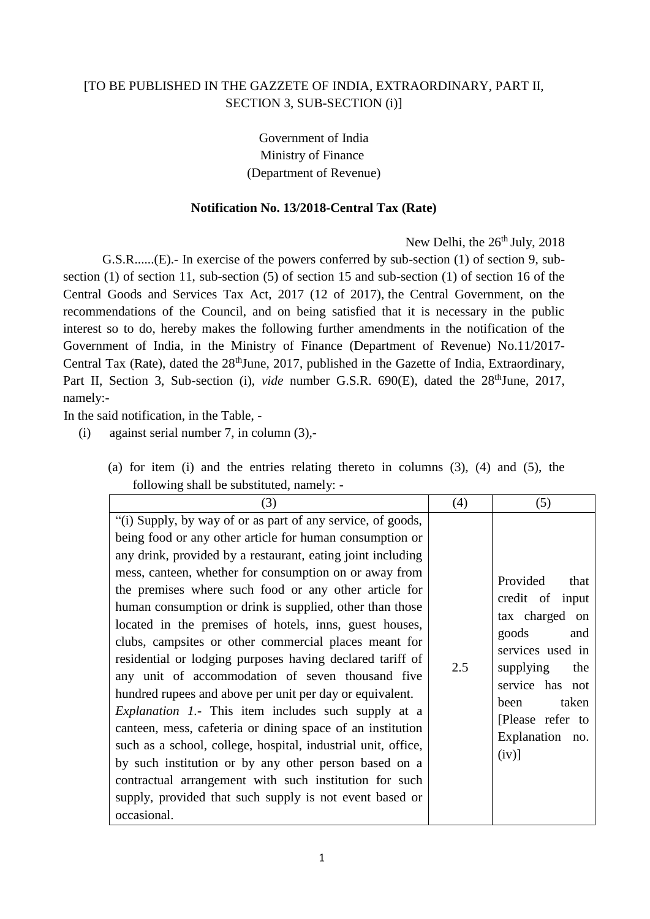[TO BE PUBLISHED IN THE GAZZETE OF INDIA, EXTRAORDINARY, PART II, SECTION 3, SUB-SECTION (i)]

Government of India
Ministry of Finance
(Department of Revenue)

**Notification No. 13/2018-Central Tax (Rate)**

New Delhi, the 26th July, 2018

G.S.R......(E).- In exercise of the powers conferred by sub-section (1) of section 9, sub-section (1) of section 11, sub-section (5) of section 15 and sub-section (1) of section 16 of the Central Goods and Services Tax Act, 2017 (12 of 2017), the Central Government, on the recommendations of the Council, and on being satisfied that it is necessary in the public interest so to do, hereby makes the following further amendments in the notification of the Government of India, in the Ministry of Finance (Department of Revenue) No.11/2017-Central Tax (Rate), dated the 28thJune, 2017, published in the Gazette of India, Extraordinary, Part II, Section 3, Sub-section (i), *vide* number G.S.R. 690(E), dated the 28thJune, 2017, namely:-

In the said notification, in the Table, -

(i) against serial number 7, in column (3),-

(a) for item (i) and the entries relating thereto in columns (3), (4) and (5), the following shall be substituted, namely: -

| (3) | (4) | (5) |
|---|---|---|
| "(i) Supply, by way of or as part of any service, of goods, being food or any other article for human consumption or any drink, provided by a restaurant, eating joint including mess, canteen, whether for consumption on or away from the premises where such food or any other article for human consumption or drink is supplied, other than those located in the premises of hotels, inns, guest houses, clubs, campsites or other commercial places meant for residential or lodging purposes having declared tariff of any unit of accommodation of seven thousand five hundred rupees and above per unit per day or equivalent. *Explanation 1.*- This item includes such supply at a canteen, mess, cafeteria or dining space of an institution such as a school, college, hospital, industrial unit, office, by such institution or by any other person based on a contractual arrangement with such institution for such supply, provided that such supply is not event based or occasional. | 2.5 | Provided that credit of input tax charged on goods and services used in supplying the service has not been taken [Please refer to Explanation no. (iv)] |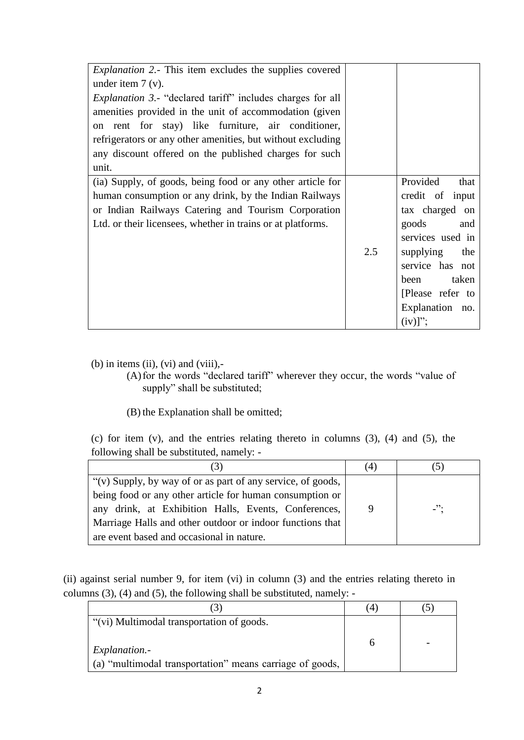| | | |
|---|---|---|
| *Explanation 2*.- This item excludes the supplies covered under item 7 (v).<br>*Explanation 3*.- "declared tariff" includes charges for all amenities provided in the unit of accommodation (given on rent for stay) like furniture, air conditioner, refrigerators or any other amenities, but without excluding any discount offered on the published charges for such unit. | | |
| (ia) Supply, of goods, being food or any other article for human consumption or any drink, by the Indian Railways or Indian Railways Catering and Tourism Corporation Ltd. or their licensees, whether in trains or at platforms. | 2.5 | Provided that credit of input tax charged on goods and services used in supplying the service has not been taken [Please refer to Explanation no. (iv)]"; |

(b) in items (ii), (vi) and (viii),-

(A) for the words "declared tariff" wherever they occur, the words "value of supply" shall be substituted;

(B) the Explanation shall be omitted;

(c) for item (v), and the entries relating thereto in columns (3), (4) and (5), the following shall be substituted, namely: -

| (3) | (4) | (5) |
|---|---|---|
| "(v) Supply, by way of or as part of any service, of goods, being food or any other article for human consumption or any drink, at Exhibition Halls, Events, Conferences, Marriage Halls and other outdoor or indoor functions that are event based and occasional in nature. | 9 | -"; |

(ii) against serial number 9, for item (vi) in column (3) and the entries relating thereto in columns (3), (4) and (5), the following shall be substituted, namely: -

| (3) | (4) | (5) |
|---|---|---|
| "(vi) Multimodal transportation of goods.<br><br>*Explanation*.-<br>(a) "multimodal transportation" means carriage of goods, | 6 | - |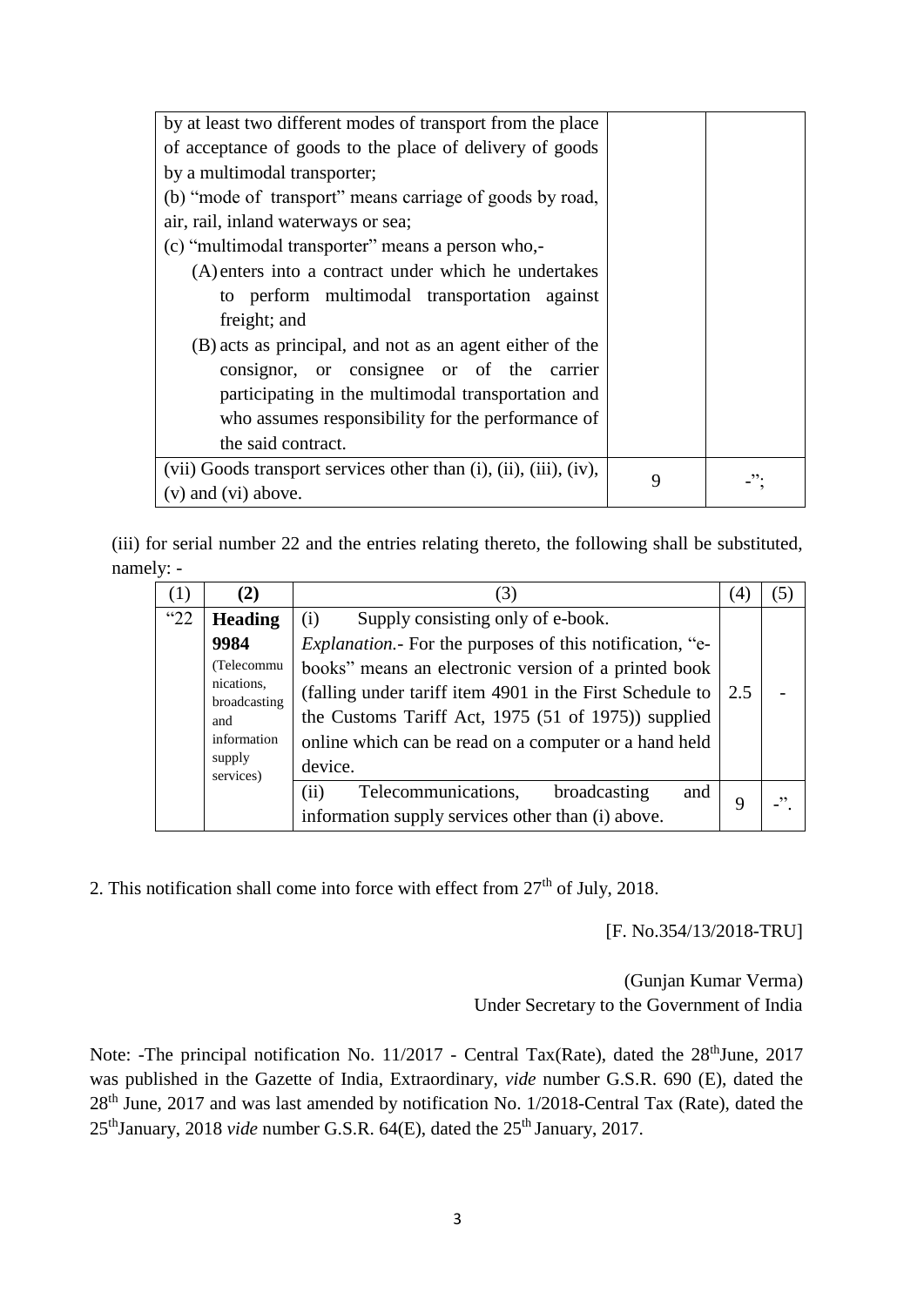| | | |
|---|---|---|
| by at least two different modes of transport from the place of acceptance of goods to the place of delivery of goods by a multimodal transporter;<br>(b) "mode of transport" means carriage of goods by road, air, rail, inland waterways or sea;<br>(c) "multimodal transporter" means a person who,-<br>(A) enters into a contract under which he undertakes to perform multimodal transportation against freight; and<br>(B) acts as principal, and not as an agent either of the consignor, or consignee or of the carrier participating in the multimodal transportation and who assumes responsibility for the performance of the said contract. | | |
| (vii) Goods transport services other than (i), (ii), (iii), (iv), (v) and (vi) above. | 9 | -"; |

(iii) for serial number 22 and the entries relating thereto, the following shall be substituted, namely: -

| (1) | (2) | (3) | (4) | (5) |
|---|---|---|---|---|
| "22 | **Heading 9984** (Telecommunications, broadcasting and information supply services) | (i) Supply consisting only of e-book.<br>*Explanation.*- For the purposes of this notification, "e-books" means an electronic version of a printed book (falling under tariff item 4901 in the First Schedule to the Customs Tariff Act, 1975 (51 of 1975)) supplied online which can be read on a computer or a hand held device. | 2.5 | - |
| | | (ii) Telecommunications, broadcasting and information supply services other than (i) above. | 9 | -". |

2. This notification shall come into force with effect from 27th of July, 2018.

[F. No.354/13/2018-TRU]

(Gunjan Kumar Verma)
Under Secretary to the Government of India

Note: -The principal notification No. 11/2017 - Central Tax(Rate), dated the 28th June, 2017 was published in the Gazette of India, Extraordinary, *vide* number G.S.R. 690 (E), dated the 28th June, 2017 and was last amended by notification No. 1/2018-Central Tax (Rate), dated the 25th January, 2018 *vide* number G.S.R. 64(E), dated the 25th January, 2017.